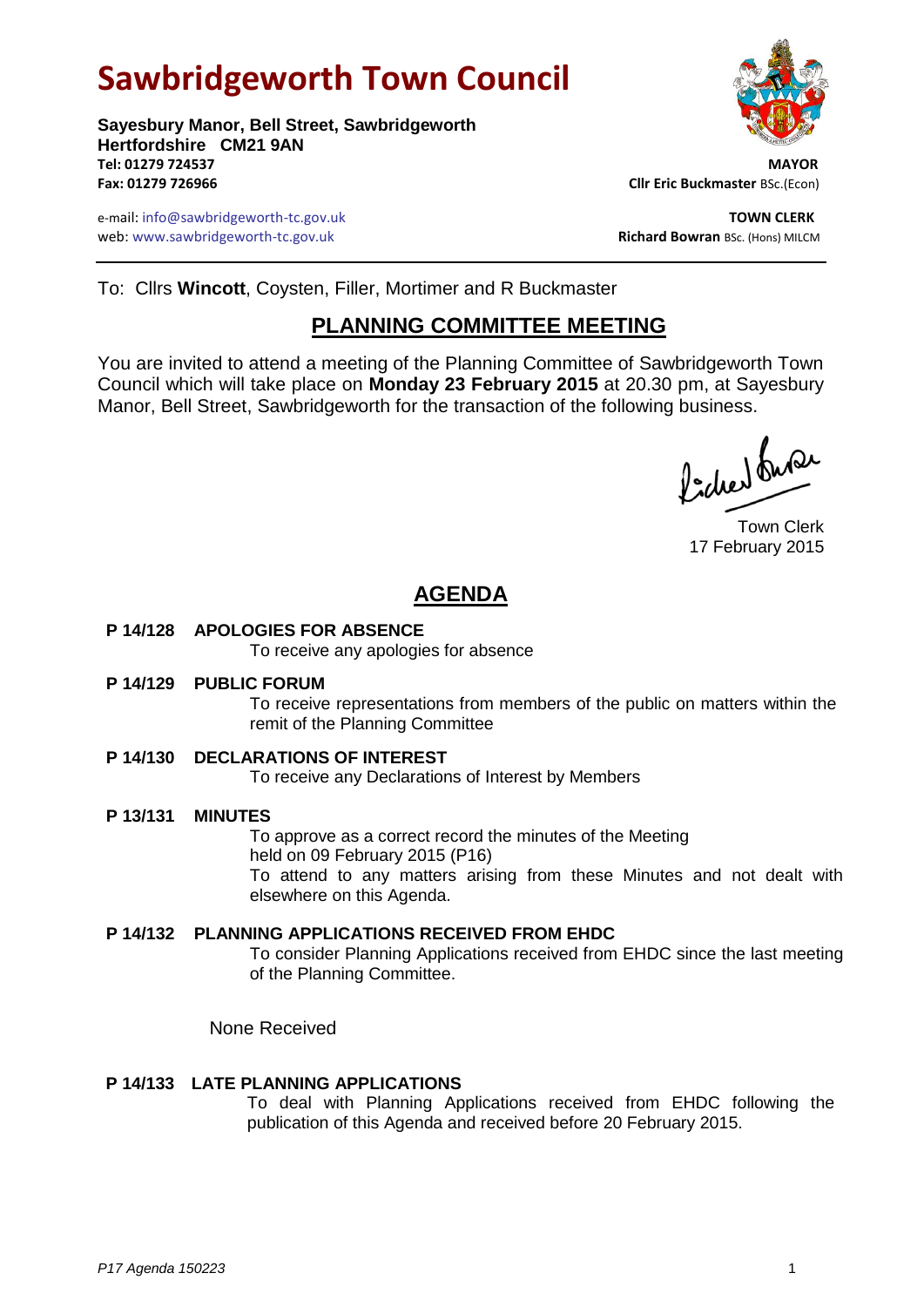# Sawbridgeworth Town Council

**Sayesbury Manor, Bell Street, Sawbridgeworth**
**Hertfordshire CM21 9AN**
**Tel: 01279 724537**
**Fax: 01279 726966**

**MAYOR**
**Cllr Eric Buckmaster** BSc.(Econ)

e-mail: info@sawbridgeworth-tc.gov.uk
web: www.sawbridgeworth-tc.gov.uk

**TOWN CLERK**
**Richard Bowran** BSc. (Hons) MILCM

To: Cllrs **Wincott**, Coysten, Filler, Mortimer and R Buckmaster

## PLANNING COMMITTEE MEETING

You are invited to attend a meeting of the Planning Committee of Sawbridgeworth Town Council which will take place on **Monday 23 February 2015** at 20.30 pm, at Sayesbury Manor, Bell Street, Sawbridgeworth for the transaction of the following business.

Town Clerk
17 February 2015

## AGENDA

**P 14/128 APOLOGIES FOR ABSENCE**

To receive any apologies for absence

**P 14/129 PUBLIC FORUM**

To receive representations from members of the public on matters within the remit of the Planning Committee

**P 14/130 DECLARATIONS OF INTEREST**

To receive any Declarations of Interest by Members

**P 13/131 MINUTES**

To approve as a correct record the minutes of the Meeting held on 09 February 2015 (P16)

To attend to any matters arising from these Minutes and not dealt with elsewhere on this Agenda.

**P 14/132 PLANNING APPLICATIONS RECEIVED FROM EHDC**

To consider Planning Applications received from EHDC since the last meeting of the Planning Committee.

None Received

**P 14/133 LATE PLANNING APPLICATIONS**

To deal with Planning Applications received from EHDC following the publication of this Agenda and received before 20 February 2015.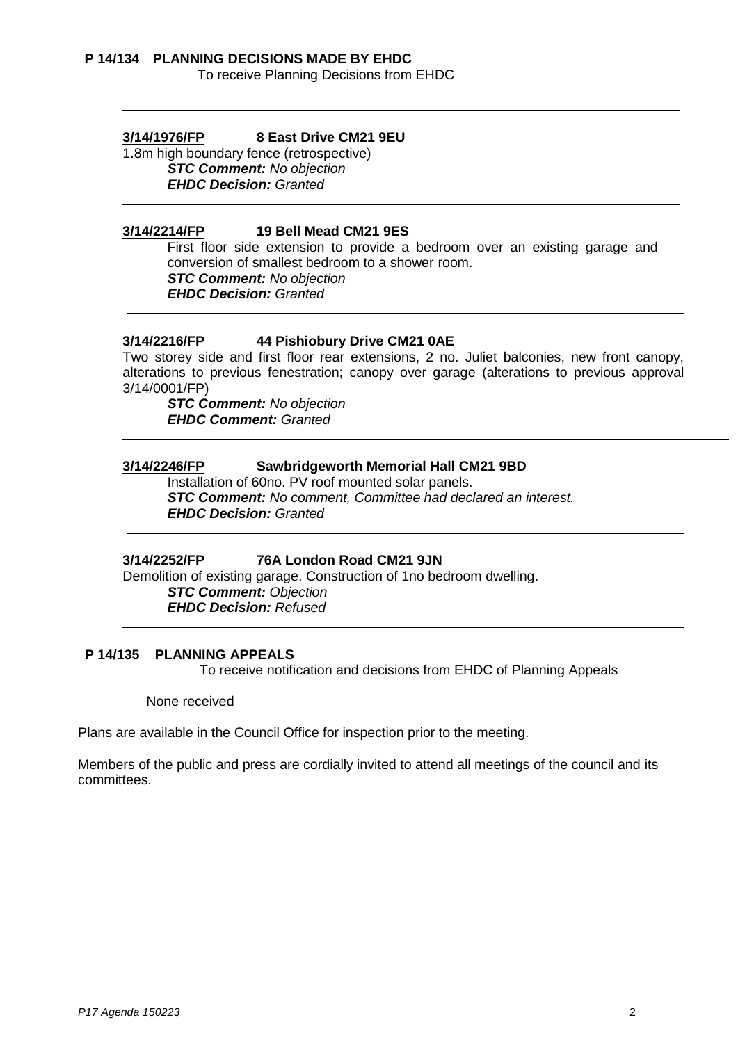## P 14/134 PLANNING DECISIONS MADE BY EHDC

To receive Planning Decisions from EHDC

---

**3/14/1976/FP** **8 East Drive CM21 9EU**

1.8m high boundary fence (retrospective)

***STC Comment:*** *No objection*
***EHDC Decision:*** *Granted*

---

**3/14/2214/FP** **19 Bell Mead CM21 9ES**

First floor side extension to provide a bedroom over an existing garage and conversion of smallest bedroom to a shower room.

***STC Comment:*** *No objection*
***EHDC Decision:*** *Granted*

---

**3/14/2216/FP** **44 Pishiobury Drive CM21 0AE**

Two storey side and first floor rear extensions, 2 no. Juliet balconies, new front canopy, alterations to previous fenestration; canopy over garage (alterations to previous approval 3/14/0001/FP)

***STC Comment:*** *No objection*
***EHDC Comment:*** *Granted*

---

**3/14/2246/FP** **Sawbridgeworth Memorial Hall CM21 9BD**

Installation of 60no. PV roof mounted solar panels.

***STC Comment:*** *No comment, Committee had declared an interest.*
***EHDC Decision:*** *Granted*

---

**3/14/2252/FP** **76A London Road CM21 9JN**

Demolition of existing garage. Construction of 1no bedroom dwelling.

***STC Comment:*** *Objection*
***EHDC Decision:*** *Refused*

---

## P 14/135 PLANNING APPEALS

To receive notification and decisions from EHDC of Planning Appeals

None received

Plans are available in the Council Office for inspection prior to the meeting.

Members of the public and press are cordially invited to attend all meetings of the council and its committees.